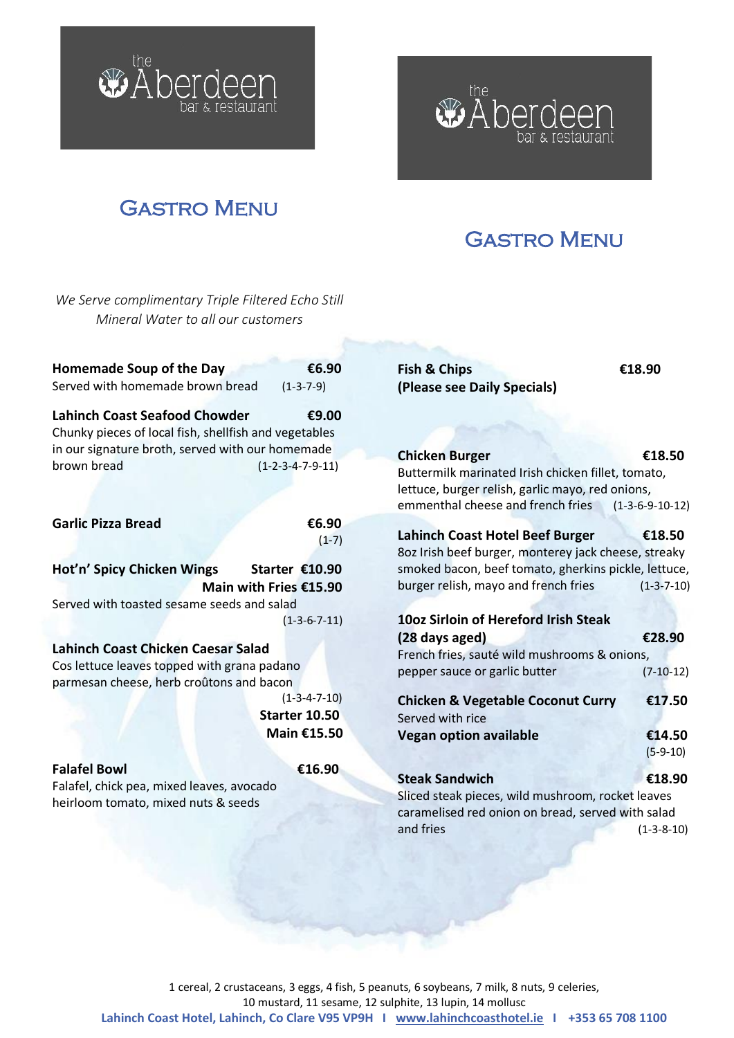the Aberdeen bar & restaurant

# Gastro Menu

*We Serve complimentary Triple Filtered Echo Still Mineral Water to all our customers*

**Homemade Soup of the Day** **€6.90**
Served with homemade brown bread (1-3-7-9)

**Lahinch Coast Seafood Chowder** **€9.00**
Chunky pieces of local fish, shellfish and vegetables in our signature broth, served with our homemade brown bread (1-2-3-4-7-9-11)

**Garlic Pizza Bread** **€6.90**
(1-7)

**Hot'n' Spicy Chicken Wings** **Starter €10.90**
**Main with Fries €15.90**
Served with toasted sesame seeds and salad
(1-3-6-7-11)

**Lahinch Coast Chicken Caesar Salad**
Cos lettuce leaves topped with grana padano parmesan cheese, herb croûtons and bacon
(1-3-4-7-10)
**Starter 10.50**
**Main €15.50**

**Falafel Bowl** **€16.90**
Falafel, chick pea, mixed leaves, avocado heirloom tomato, mixed nuts & seeds

**Fish & Chips** **€18.90**
**(Please see Daily Specials)**

**Chicken Burger** **€18.50**
Buttermilk marinated Irish chicken fillet, tomato, lettuce, burger relish, garlic mayo, red onions, emmenthal cheese and french fries (1-3-6-9-10-12)

**Lahinch Coast Hotel Beef Burger** **€18.50**
8oz Irish beef burger, monterey jack cheese, streaky smoked bacon, beef tomato, gherkins pickle, lettuce, burger relish, mayo and french fries (1-3-7-10)

**10oz Sirloin of Hereford Irish Steak (28 days aged)** **€28.90**
French fries, sauté wild mushrooms & onions, pepper sauce or garlic butter (7-10-12)

**Chicken & Vegetable Coconut Curry** **€17.50**
Served with rice
**Vegan option available** **€14.50**
(5-9-10)

**Steak Sandwich** **€18.90**
Sliced steak pieces, wild mushroom, rocket leaves caramelised red onion on bread, served with salad and fries (1-3-8-10)

1 cereal, 2 crustaceans, 3 eggs, 4 fish, 5 peanuts, 6 soybeans, 7 milk, 8 nuts, 9 celeries, 10 mustard, 11 sesame, 12 sulphite, 13 lupin, 14 mollusc

**Lahinch Coast Hotel, Lahinch, Co Clare V95 VP9H I www.lahinchcoasthotel.ie I +353 65 708 1100**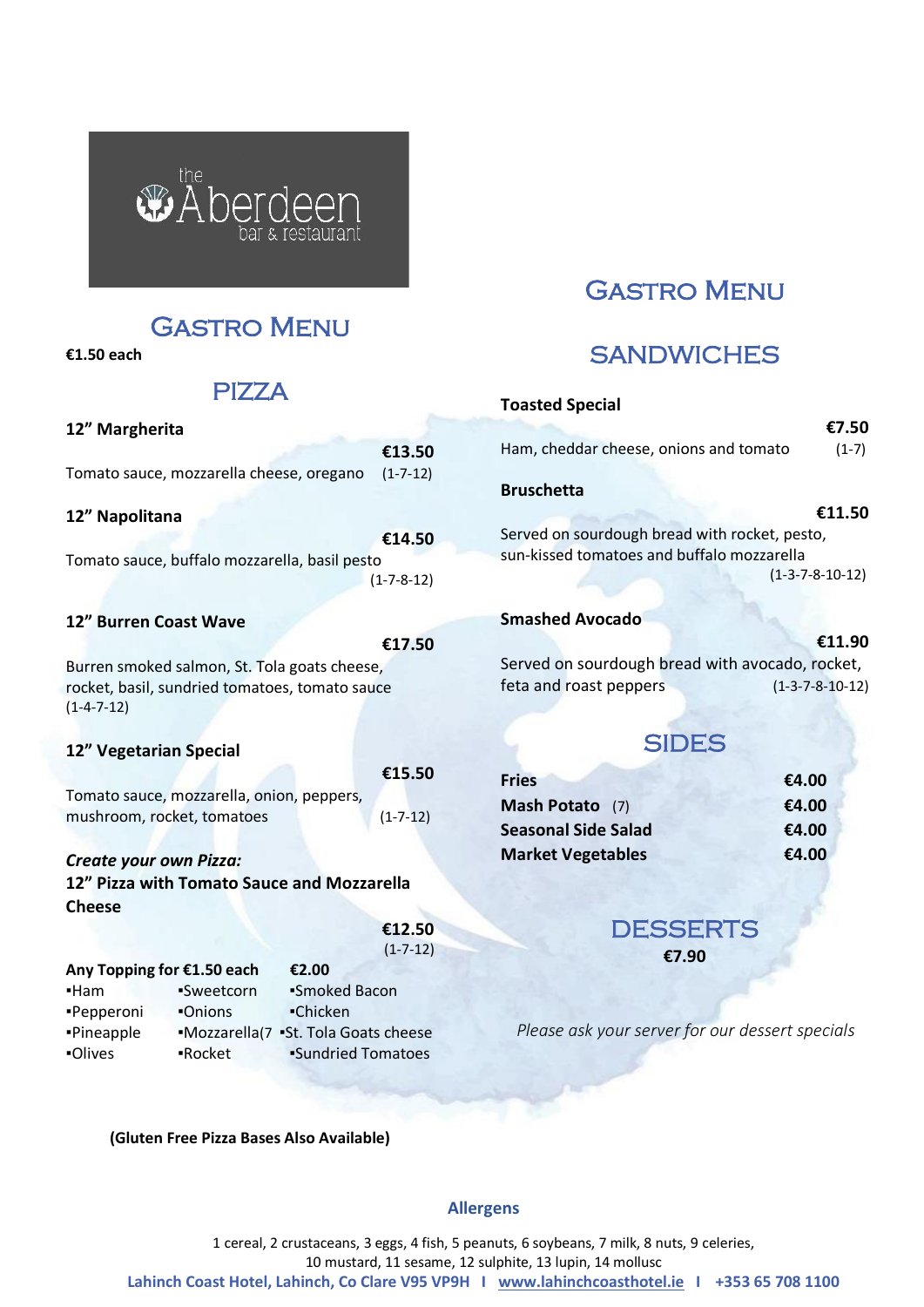the Aberdeen bar & restaurant

## Gastro Menu

**€1.50 each**

### PIZZA

**12" Margherita**

**€13.50**

Tomato sauce, mozzarella cheese, oregano (1-7-12)

**12" Napolitana**

**€14.50**

Tomato sauce, buffalo mozzarella, basil pesto (1-7-8-12)

**12" Burren Coast Wave**

**€17.50**

Burren smoked salmon, St. Tola goats cheese, rocket, basil, sundried tomatoes, tomato sauce (1-4-7-12)

**12" Vegetarian Special**

**€15.50**

Tomato sauce, mozzarella, onion, peppers, mushroom, rocket, tomatoes (1-7-12)

***Create your own Pizza:***
**12" Pizza with Tomato Sauce and Mozzarella Cheese**

**€12.50**
(1-7-12)

| **Any Topping for €1.50 each** | | **€2.00** |
|---|---|---|
| ▪Ham | ▪Sweetcorn | ▪Smoked Bacon |
| ▪Pepperoni | ▪Onions | ▪Chicken |
| ▪Pineapple | ▪Mozzarella(7 | ▪St. Tola Goats cheese |
| ▪Olives | ▪Rocket | ▪Sundried Tomatoes |

**(Gluten Free Pizza Bases Also Available)**

## Gastro Menu

### SANDWICHES

**Toasted Special**

**€7.50**

Ham, cheddar cheese, onions and tomato (1-7)

**Bruschetta**

**€11.50**

Served on sourdough bread with rocket, pesto, sun-kissed tomatoes and buffalo mozzarella (1-3-7-8-10-12)

**Smashed Avocado**

**€11.90**

Served on sourdough bread with avocado, rocket, feta and roast peppers (1-3-7-8-10-12)

### SIDES

| | |
|---|---|
| **Fries** | **€4.00** |
| **Mash Potato** (7) | **€4.00** |
| **Seasonal Side Salad** | **€4.00** |
| **Market Vegetables** | **€4.00** |

### DESSERTS

**€7.90**

*Please ask your server for our dessert specials*

**Allergens**

1 cereal, 2 crustaceans, 3 eggs, 4 fish, 5 peanuts, 6 soybeans, 7 milk, 8 nuts, 9 celeries, 10 mustard, 11 sesame, 12 sulphite, 13 lupin, 14 mollusc

**Lahinch Coast Hotel, Lahinch, Co Clare V95 VP9H I www.lahinchcoasthotel.ie I +353 65 708 1100**